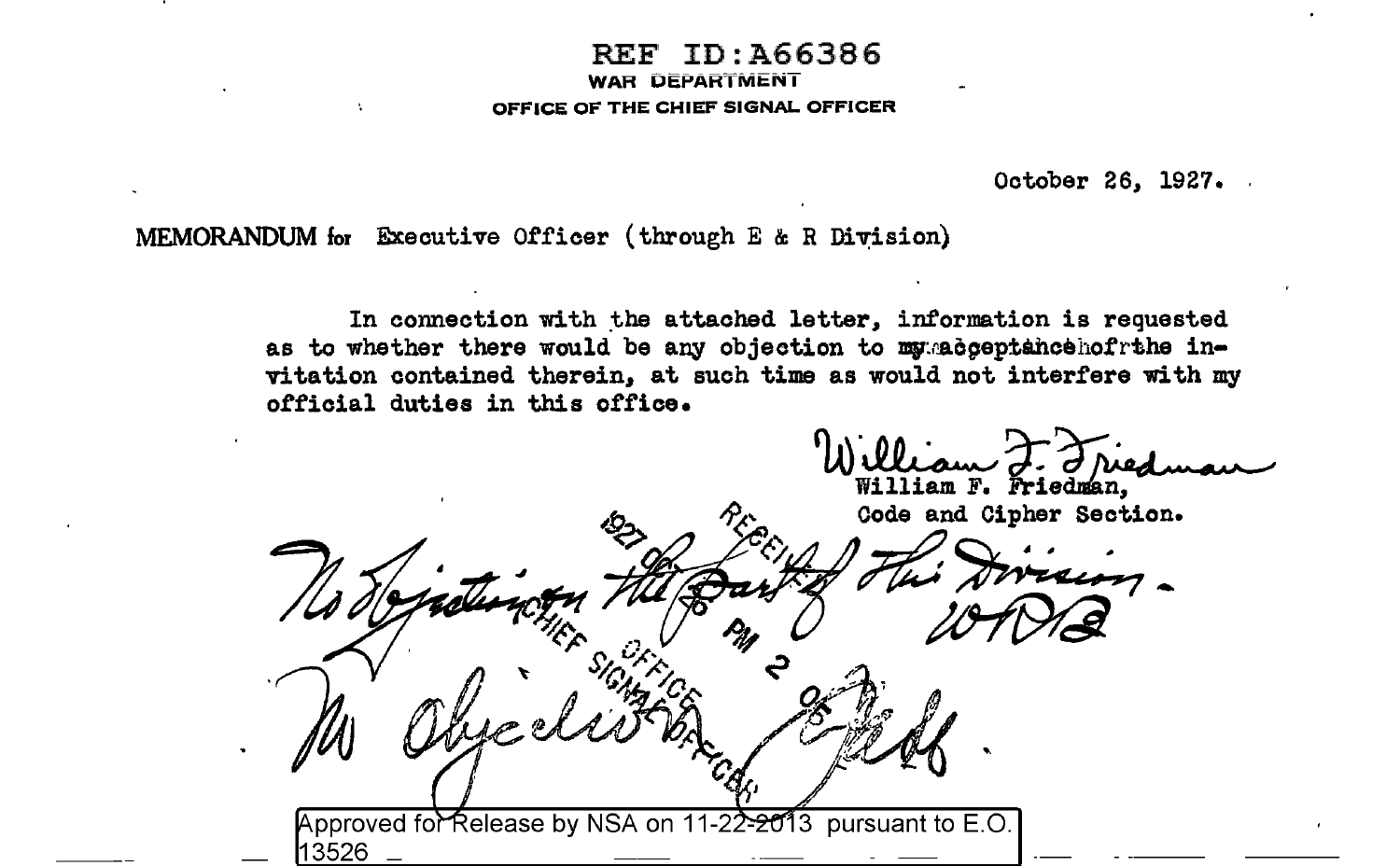REF ID:A66386

WAR DEPARTMENT

OFFICE OF THE CHIEF SIGNAL OFFICER

October 26, 1927.

MEMORANDUM for Executive Officer (through E & R Division)

In connection with the attached letter, information is requested as to whether there would be any objection to my acceptance of the invitation contained therein, at such time as would not interfere with my official duties in this office.

William F. Friedman

William F. Friedman,
Code and Cipher Section.

No objection on the part of this Division.
WDB

RECEIVED 1927 OCT 26 PM 2 05 CHIEF SIGNAL OFFICER

No objection

Approved for Release by NSA on 11-22-2013 pursuant to E.O. 13526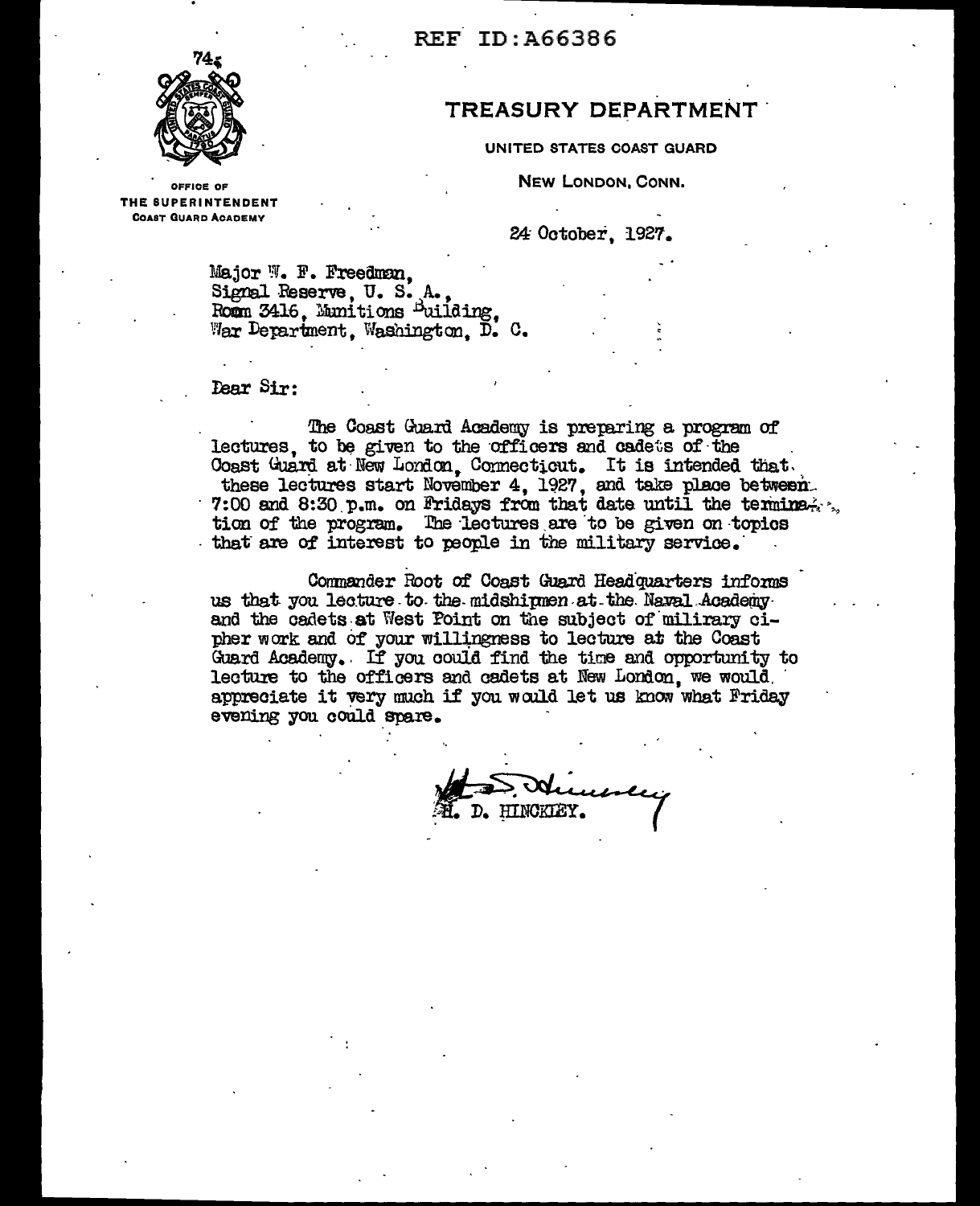REF ID:A66386

74

# TREASURY DEPARTMENT

UNITED STATES COAST GUARD

NEW LONDON, CONN.

OFFICE OF
THE SUPERINTENDENT
COAST GUARD ACADEMY

24 October, 1927.

Major W. F. Freedman,
Signal Reserve, U. S. A.,
Room 3416, Munitions Building,
War Department, Washington, D. C.

Dear Sir:

The Coast Guard Academy is preparing a program of lectures, to be given to the officers and cadets of the Coast Guard at New London, Connecticut. It is intended that these lectures start November 4, 1927, and take place between 7:00 and 8:30 p.m. on Fridays from that date until the termination of the program. The lectures are to be given on topics that are of interest to people in the military service.

Commander Root of Coast Guard Headquarters informs us that you lecture to the midshipmen at the Naval Academy and the cadets at West Point on the subject of milirary cipher work and of your willingness to lecture at the Coast Guard Academy. If you could find the time and opportunity to lecture to the officers and cadets at New London, we would appreciate it very much if you would let us know what Friday evening you could spare.

H. D. HINCKLEY.